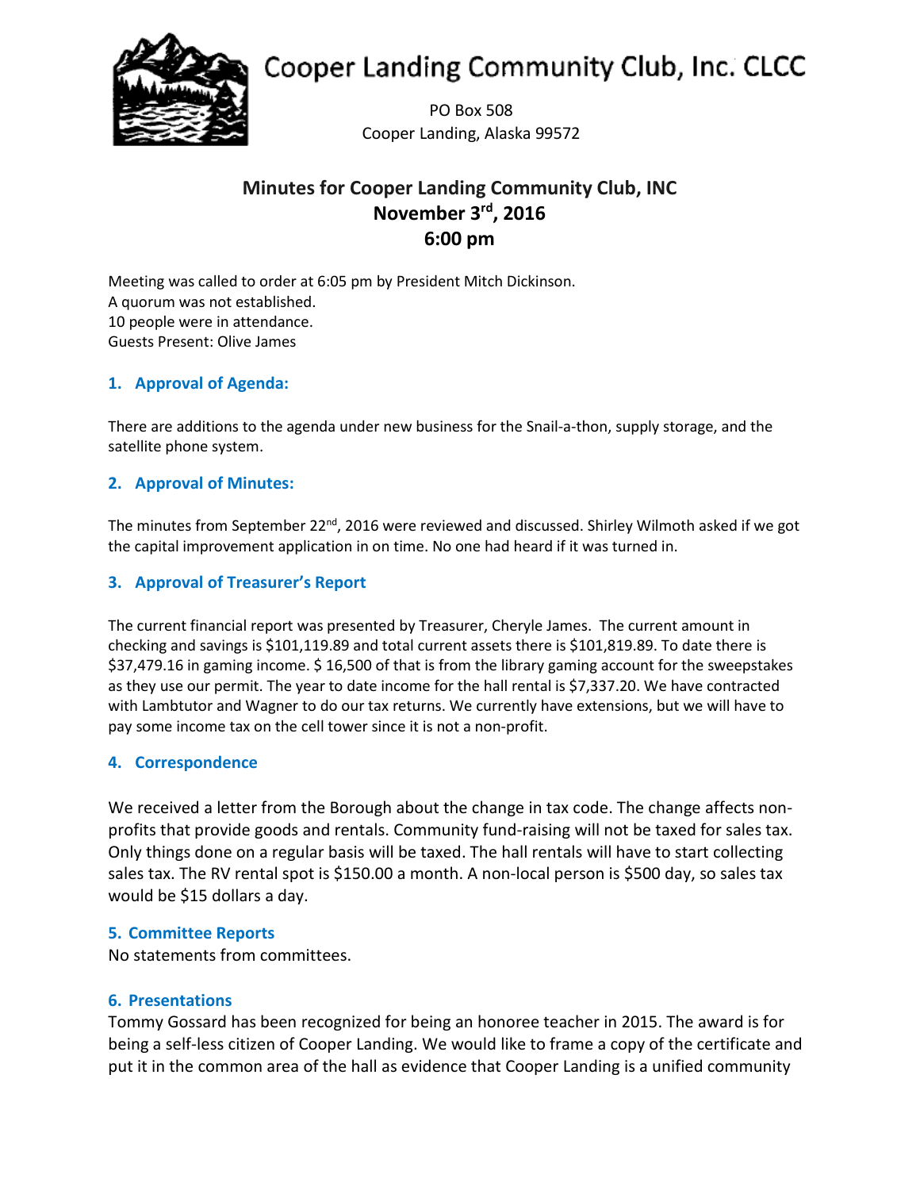# Cooper Landing Community Club, Inc. CLCC

PO Box 508
Cooper Landing, Alaska 99572

## Minutes for Cooper Landing Community Club, INC
## November 3rd, 2016
## 6:00 pm

Meeting was called to order at 6:05 pm by President Mitch Dickinson.
A quorum was not established.
10 people were in attendance.
Guests Present: Olive James

### 1. Approval of Agenda:

There are additions to the agenda under new business for the Snail-a-thon, supply storage, and the satellite phone system.

### 2. Approval of Minutes:

The minutes from September 22nd, 2016 were reviewed and discussed. Shirley Wilmoth asked if we got the capital improvement application in on time. No one had heard if it was turned in.

### 3. Approval of Treasurer's Report

The current financial report was presented by Treasurer, Cheryle James. The current amount in checking and savings is $101,119.89 and total current assets there is $101,819.89. To date there is $37,479.16 in gaming income. $ 16,500 of that is from the library gaming account for the sweepstakes as they use our permit. The year to date income for the hall rental is $7,337.20. We have contracted with Lambtutor and Wagner to do our tax returns. We currently have extensions, but we will have to pay some income tax on the cell tower since it is not a non-profit.

### 4. Correspondence

We received a letter from the Borough about the change in tax code. The change affects non-profits that provide goods and rentals. Community fund-raising will not be taxed for sales tax. Only things done on a regular basis will be taxed. The hall rentals will have to start collecting sales tax. The RV rental spot is $150.00 a month. A non-local person is $500 day, so sales tax would be $15 dollars a day.

### 5. Committee Reports

No statements from committees.

### 6. Presentations

Tommy Gossard has been recognized for being an honoree teacher in 2015. The award is for being a self-less citizen of Cooper Landing. We would like to frame a copy of the certificate and put it in the common area of the hall as evidence that Cooper Landing is a unified community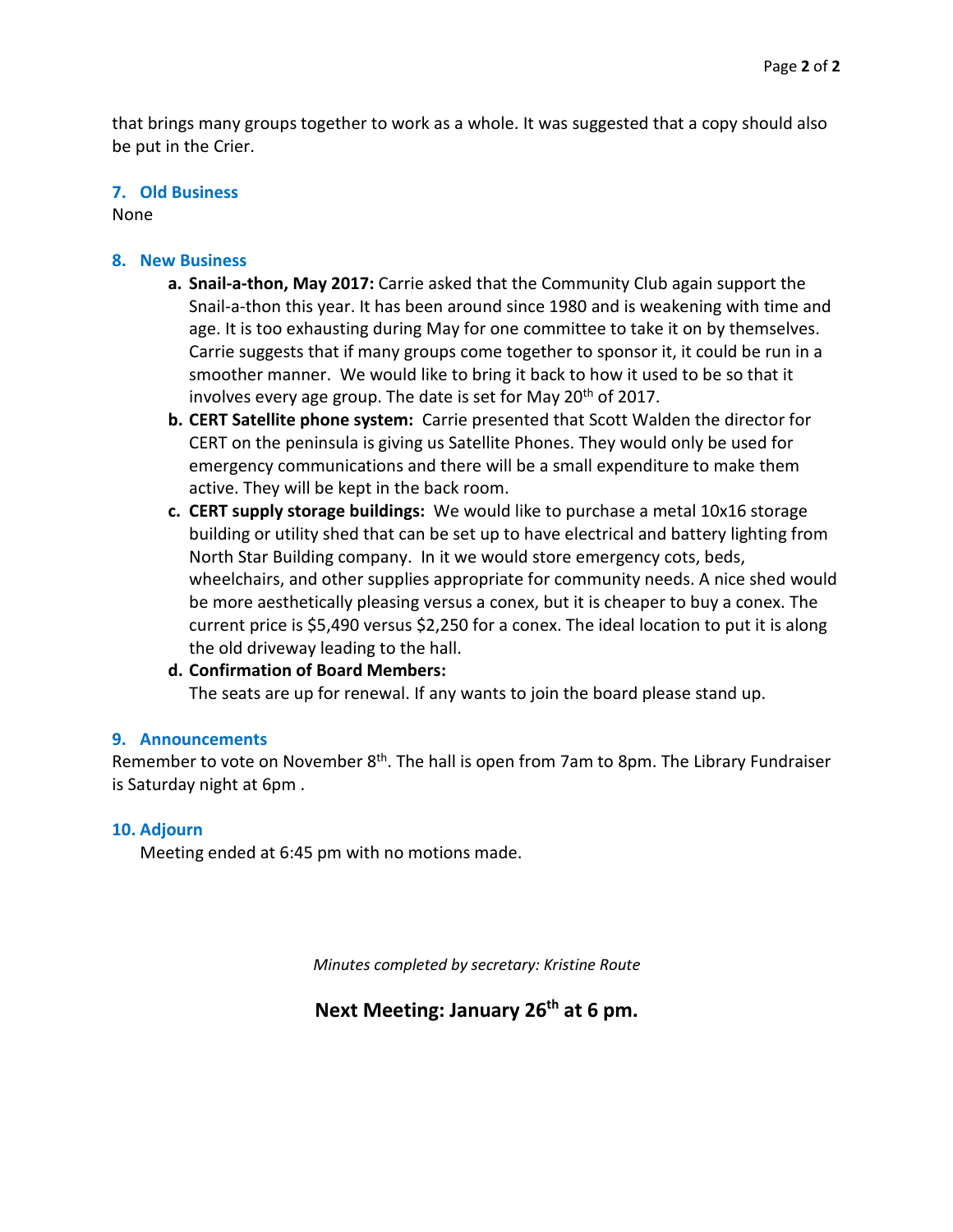that brings many groups together to work as a whole. It was suggested that a copy should also be put in the Crier.

## 7. Old Business

None

## 8. New Business

- **a. Snail-a-thon, May 2017:** Carrie asked that the Community Club again support the Snail-a-thon this year. It has been around since 1980 and is weakening with time and age. It is too exhausting during May for one committee to take it on by themselves. Carrie suggests that if many groups come together to sponsor it, it could be run in a smoother manner. We would like to bring it back to how it used to be so that it involves every age group. The date is set for May 20th of 2017.
- **b. CERT Satellite phone system:** Carrie presented that Scott Walden the director for CERT on the peninsula is giving us Satellite Phones. They would only be used for emergency communications and there will be a small expenditure to make them active. They will be kept in the back room.
- **c. CERT supply storage buildings:** We would like to purchase a metal 10x16 storage building or utility shed that can be set up to have electrical and battery lighting from North Star Building company. In it we would store emergency cots, beds, wheelchairs, and other supplies appropriate for community needs. A nice shed would be more aesthetically pleasing versus a conex, but it is cheaper to buy a conex. The current price is $5,490 versus $2,250 for a conex. The ideal location to put it is along the old driveway leading to the hall.
- **d. Confirmation of Board Members:**
  The seats are up for renewal. If any wants to join the board please stand up.

## 9. Announcements

Remember to vote on November 8th. The hall is open from 7am to 8pm. The Library Fundraiser is Saturday night at 6pm .

## 10. Adjourn

Meeting ended at 6:45 pm with no motions made.

*Minutes completed by secretary: Kristine Route*

**Next Meeting: January 26th at 6 pm.**